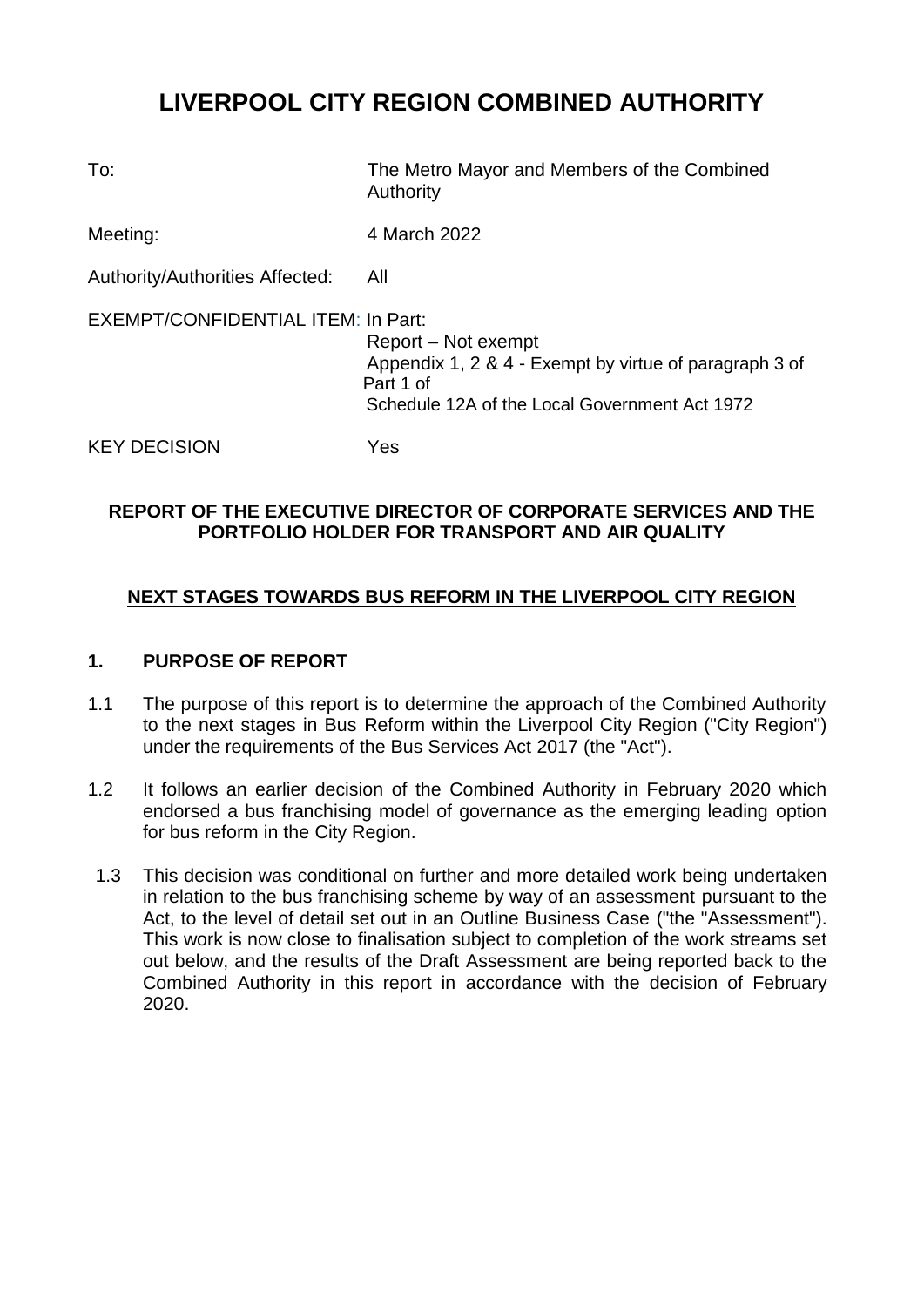# LIVERPOOL CITY REGION COMBINED AUTHORITY

| | |
|---|---|
| To: | The Metro Mayor and Members of the Combined Authority |
| Meeting: | 4 March 2022 |
| Authority/Authorities Affected: | All |
| EXEMPT/CONFIDENTIAL ITEM: | In Part:<br>Report – Not exempt<br>Appendix 1, 2 & 4 - Exempt by virtue of paragraph 3 of Part 1 of<br>Schedule 12A of the Local Government Act 1972 |
| KEY DECISION | Yes |

**REPORT OF THE EXECUTIVE DIRECTOR OF CORPORATE SERVICES AND THE PORTFOLIO HOLDER FOR TRANSPORT AND AIR QUALITY**

**NEXT STAGES TOWARDS BUS REFORM IN THE LIVERPOOL CITY REGION**

## 1. PURPOSE OF REPORT

1.1 The purpose of this report is to determine the approach of the Combined Authority to the next stages in Bus Reform within the Liverpool City Region ("City Region") under the requirements of the Bus Services Act 2017 (the "Act").

1.2 It follows an earlier decision of the Combined Authority in February 2020 which endorsed a bus franchising model of governance as the emerging leading option for bus reform in the City Region.

1.3 This decision was conditional on further and more detailed work being undertaken in relation to the bus franchising scheme by way of an assessment pursuant to the Act, to the level of detail set out in an Outline Business Case ("the "Assessment"). This work is now close to finalisation subject to completion of the work streams set out below, and the results of the Draft Assessment are being reported back to the Combined Authority in this report in accordance with the decision of February 2020.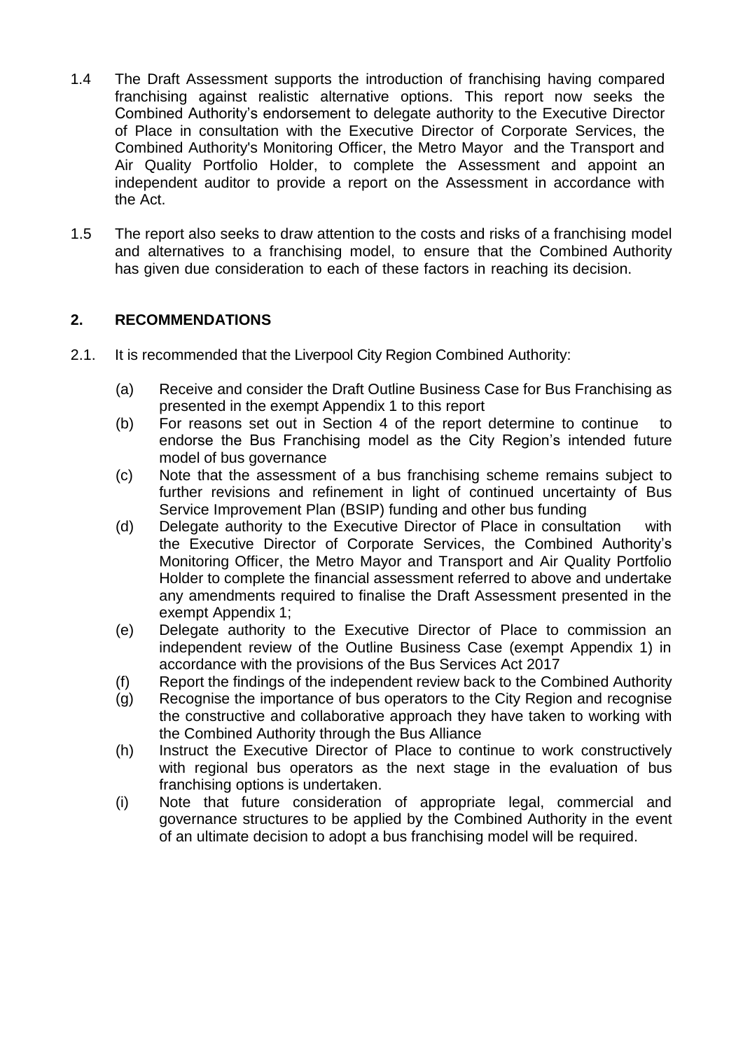1.4 The Draft Assessment supports the introduction of franchising having compared franchising against realistic alternative options. This report now seeks the Combined Authority's endorsement to delegate authority to the Executive Director of Place in consultation with the Executive Director of Corporate Services, the Combined Authority's Monitoring Officer, the Metro Mayor and the Transport and Air Quality Portfolio Holder, to complete the Assessment and appoint an independent auditor to provide a report on the Assessment in accordance with the Act.

1.5 The report also seeks to draw attention to the costs and risks of a franchising model and alternatives to a franchising model, to ensure that the Combined Authority has given due consideration to each of these factors in reaching its decision.

## 2. RECOMMENDATIONS

2.1. It is recommended that the Liverpool City Region Combined Authority:

(a) Receive and consider the Draft Outline Business Case for Bus Franchising as presented in the exempt Appendix 1 to this report

(b) For reasons set out in Section 4 of the report determine to continue to endorse the Bus Franchising model as the City Region's intended future model of bus governance

(c) Note that the assessment of a bus franchising scheme remains subject to further revisions and refinement in light of continued uncertainty of Bus Service Improvement Plan (BSIP) funding and other bus funding

(d) Delegate authority to the Executive Director of Place in consultation with the Executive Director of Corporate Services, the Combined Authority's Monitoring Officer, the Metro Mayor and Transport and Air Quality Portfolio Holder to complete the financial assessment referred to above and undertake any amendments required to finalise the Draft Assessment presented in the exempt Appendix 1;

(e) Delegate authority to the Executive Director of Place to commission an independent review of the Outline Business Case (exempt Appendix 1) in accordance with the provisions of the Bus Services Act 2017

(f) Report the findings of the independent review back to the Combined Authority

(g) Recognise the importance of bus operators to the City Region and recognise the constructive and collaborative approach they have taken to working with the Combined Authority through the Bus Alliance

(h) Instruct the Executive Director of Place to continue to work constructively with regional bus operators as the next stage in the evaluation of bus franchising options is undertaken.

(i) Note that future consideration of appropriate legal, commercial and governance structures to be applied by the Combined Authority in the event of an ultimate decision to adopt a bus franchising model will be required.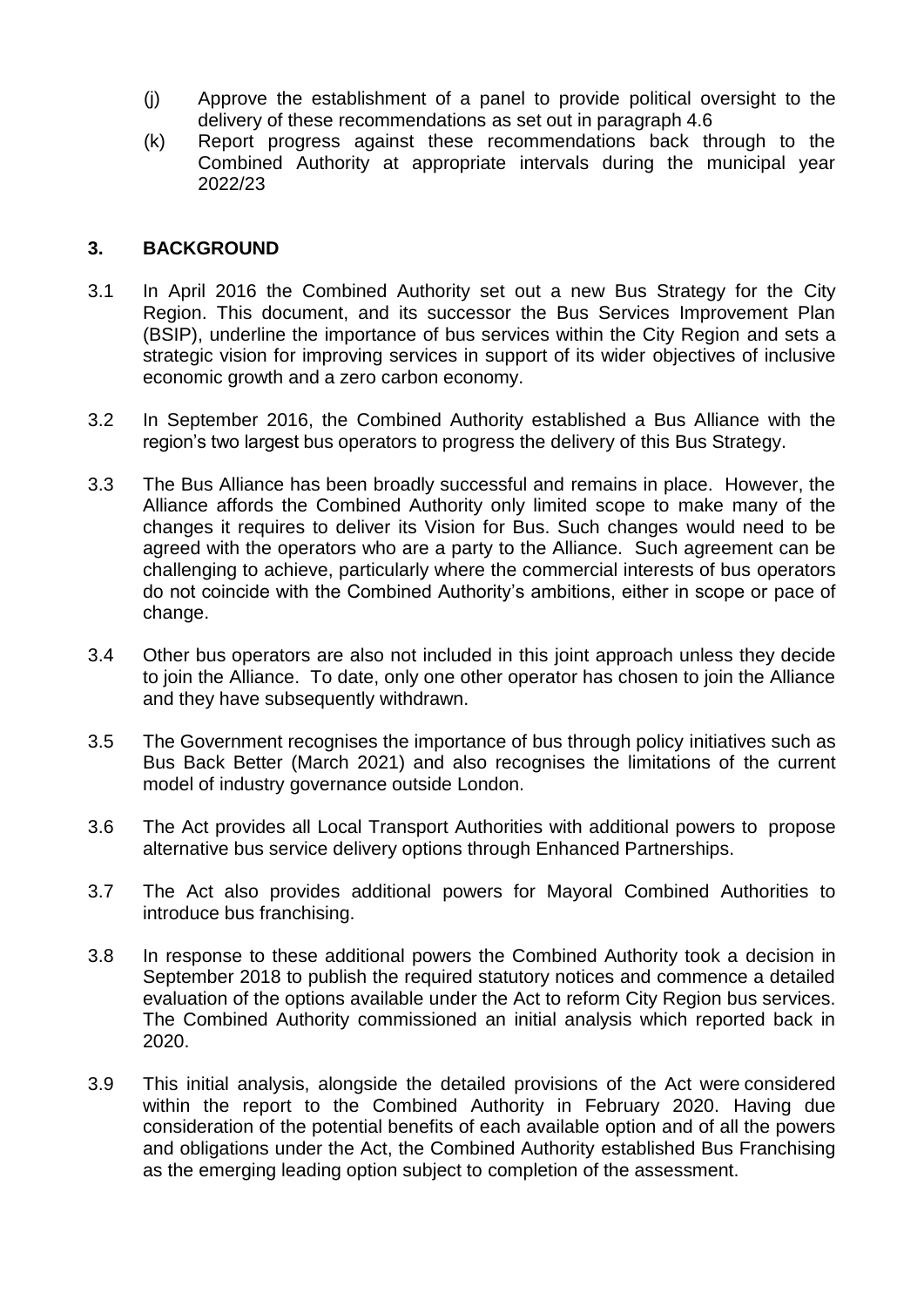(j) Approve the establishment of a panel to provide political oversight to the delivery of these recommendations as set out in paragraph 4.6

(k) Report progress against these recommendations back through to the Combined Authority at appropriate intervals during the municipal year 2022/23

## 3. BACKGROUND

3.1 In April 2016 the Combined Authority set out a new Bus Strategy for the City Region. This document, and its successor the Bus Services Improvement Plan (BSIP), underline the importance of bus services within the City Region and sets a strategic vision for improving services in support of its wider objectives of inclusive economic growth and a zero carbon economy.

3.2 In September 2016, the Combined Authority established a Bus Alliance with the region's two largest bus operators to progress the delivery of this Bus Strategy.

3.3 The Bus Alliance has been broadly successful and remains in place. However, the Alliance affords the Combined Authority only limited scope to make many of the changes it requires to deliver its Vision for Bus. Such changes would need to be agreed with the operators who are a party to the Alliance. Such agreement can be challenging to achieve, particularly where the commercial interests of bus operators do not coincide with the Combined Authority's ambitions, either in scope or pace of change.

3.4 Other bus operators are also not included in this joint approach unless they decide to join the Alliance. To date, only one other operator has chosen to join the Alliance and they have subsequently withdrawn.

3.5 The Government recognises the importance of bus through policy initiatives such as Bus Back Better (March 2021) and also recognises the limitations of the current model of industry governance outside London.

3.6 The Act provides all Local Transport Authorities with additional powers to propose alternative bus service delivery options through Enhanced Partnerships.

3.7 The Act also provides additional powers for Mayoral Combined Authorities to introduce bus franchising.

3.8 In response to these additional powers the Combined Authority took a decision in September 2018 to publish the required statutory notices and commence a detailed evaluation of the options available under the Act to reform City Region bus services. The Combined Authority commissioned an initial analysis which reported back in 2020.

3.9 This initial analysis, alongside the detailed provisions of the Act were considered within the report to the Combined Authority in February 2020. Having due consideration of the potential benefits of each available option and of all the powers and obligations under the Act, the Combined Authority established Bus Franchising as the emerging leading option subject to completion of the assessment.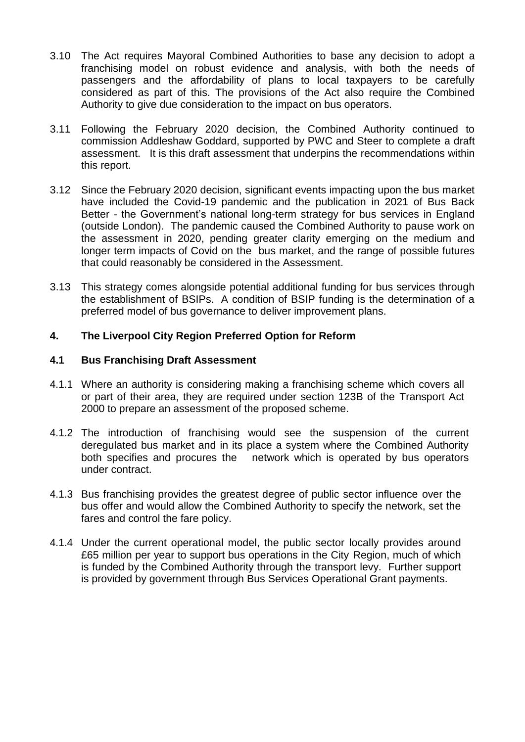3.10 The Act requires Mayoral Combined Authorities to base any decision to adopt a franchising model on robust evidence and analysis, with both the needs of passengers and the affordability of plans to local taxpayers to be carefully considered as part of this. The provisions of the Act also require the Combined Authority to give due consideration to the impact on bus operators.

3.11 Following the February 2020 decision, the Combined Authority continued to commission Addleshaw Goddard, supported by PWC and Steer to complete a draft assessment. It is this draft assessment that underpins the recommendations within this report.

3.12 Since the February 2020 decision, significant events impacting upon the bus market have included the Covid-19 pandemic and the publication in 2021 of Bus Back Better - the Government's national long-term strategy for bus services in England (outside London). The pandemic caused the Combined Authority to pause work on the assessment in 2020, pending greater clarity emerging on the medium and longer term impacts of Covid on the bus market, and the range of possible futures that could reasonably be considered in the Assessment.

3.13 This strategy comes alongside potential additional funding for bus services through the establishment of BSIPs. A condition of BSIP funding is the determination of a preferred model of bus governance to deliver improvement plans.

## 4. The Liverpool City Region Preferred Option for Reform

### 4.1 Bus Franchising Draft Assessment

4.1.1 Where an authority is considering making a franchising scheme which covers all or part of their area, they are required under section 123B of the Transport Act 2000 to prepare an assessment of the proposed scheme.

4.1.2 The introduction of franchising would see the suspension of the current deregulated bus market and in its place a system where the Combined Authority both specifies and procures the network which is operated by bus operators under contract.

4.1.3 Bus franchising provides the greatest degree of public sector influence over the bus offer and would allow the Combined Authority to specify the network, set the fares and control the fare policy.

4.1.4 Under the current operational model, the public sector locally provides around £65 million per year to support bus operations in the City Region, much of which is funded by the Combined Authority through the transport levy. Further support is provided by government through Bus Services Operational Grant payments.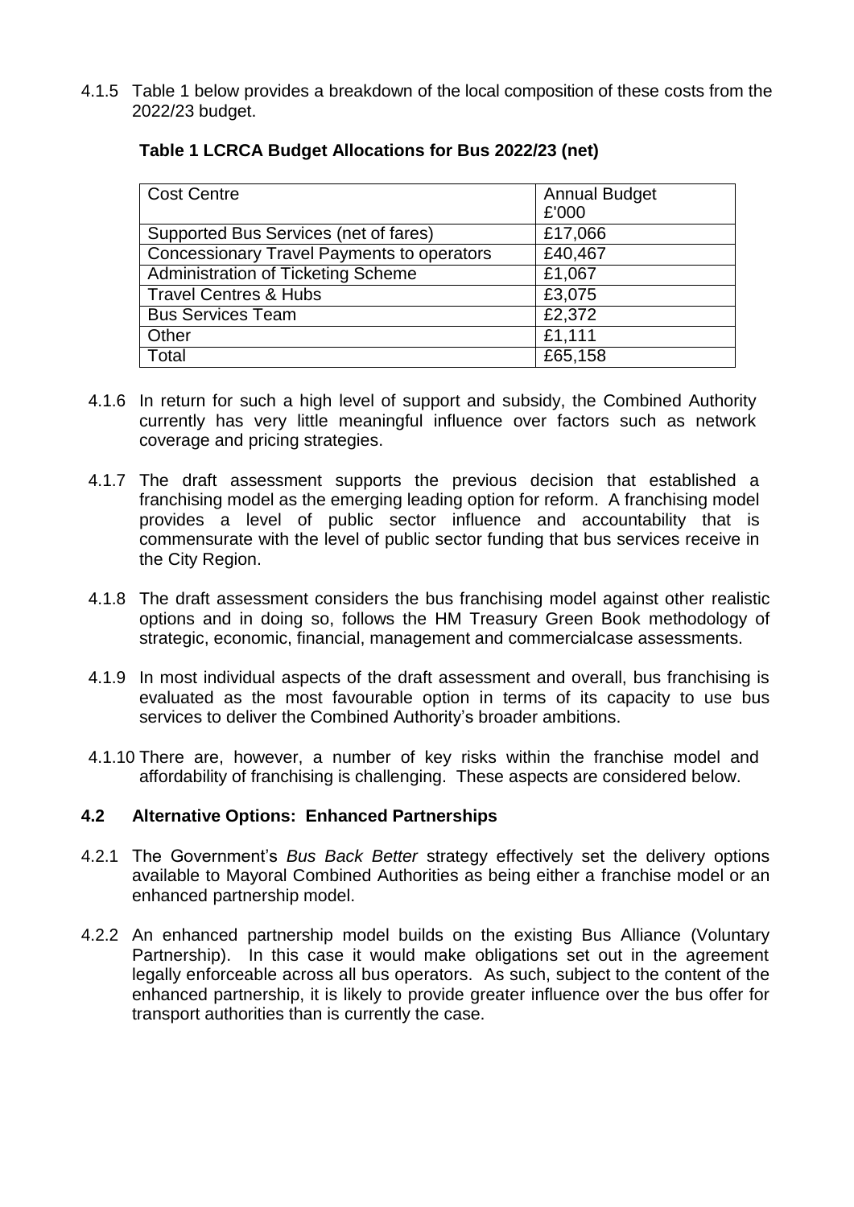4.1.5 Table 1 below provides a breakdown of the local composition of these costs from the 2022/23 budget.

**Table 1 LCRCA Budget Allocations for Bus 2022/23 (net)**

| Cost Centre | Annual Budget £'000 |
|---|---|
| Supported Bus Services (net of fares) | £17,066 |
| Concessionary Travel Payments to operators | £40,467 |
| Administration of Ticketing Scheme | £1,067 |
| Travel Centres & Hubs | £3,075 |
| Bus Services Team | £2,372 |
| Other | £1,111 |
| Total | £65,158 |

4.1.6 In return for such a high level of support and subsidy, the Combined Authority currently has very little meaningful influence over factors such as network coverage and pricing strategies.

4.1.7 The draft assessment supports the previous decision that established a franchising model as the emerging leading option for reform. A franchising model provides a level of public sector influence and accountability that is commensurate with the level of public sector funding that bus services receive in the City Region.

4.1.8 The draft assessment considers the bus franchising model against other realistic options and in doing so, follows the HM Treasury Green Book methodology of strategic, economic, financial, management and commercialcase assessments.

4.1.9 In most individual aspects of the draft assessment and overall, bus franchising is evaluated as the most favourable option in terms of its capacity to use bus services to deliver the Combined Authority's broader ambitions.

4.1.10 There are, however, a number of key risks within the franchise model and affordability of franchising is challenging. These aspects are considered below.

### 4.2 Alternative Options: Enhanced Partnerships

4.2.1 The Government's *Bus Back Better* strategy effectively set the delivery options available to Mayoral Combined Authorities as being either a franchise model or an enhanced partnership model.

4.2.2 An enhanced partnership model builds on the existing Bus Alliance (Voluntary Partnership). In this case it would make obligations set out in the agreement legally enforceable across all bus operators. As such, subject to the content of the enhanced partnership, it is likely to provide greater influence over the bus offer for transport authorities than is currently the case.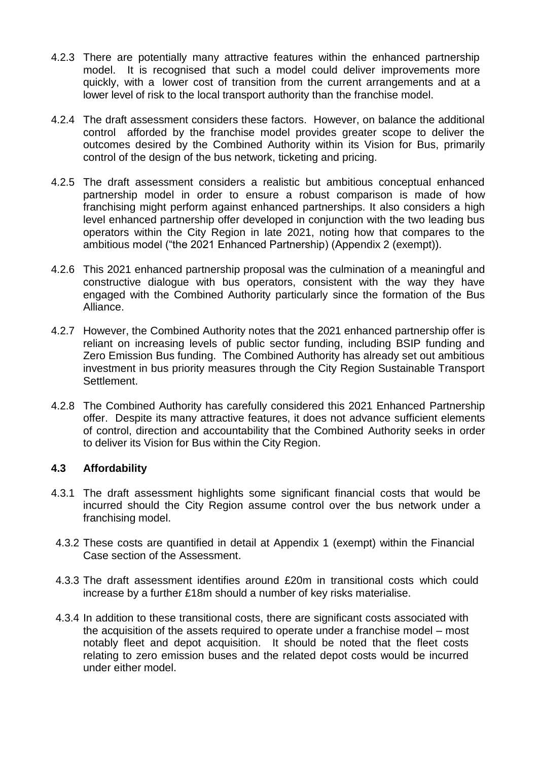4.2.3 There are potentially many attractive features within the enhanced partnership model. It is recognised that such a model could deliver improvements more quickly, with a lower cost of transition from the current arrangements and at a lower level of risk to the local transport authority than the franchise model.

4.2.4 The draft assessment considers these factors. However, on balance the additional control afforded by the franchise model provides greater scope to deliver the outcomes desired by the Combined Authority within its Vision for Bus, primarily control of the design of the bus network, ticketing and pricing.

4.2.5 The draft assessment considers a realistic but ambitious conceptual enhanced partnership model in order to ensure a robust comparison is made of how franchising might perform against enhanced partnerships. It also considers a high level enhanced partnership offer developed in conjunction with the two leading bus operators within the City Region in late 2021, noting how that compares to the ambitious model ("the 2021 Enhanced Partnership) (Appendix 2 (exempt)).

4.2.6 This 2021 enhanced partnership proposal was the culmination of a meaningful and constructive dialogue with bus operators, consistent with the way they have engaged with the Combined Authority particularly since the formation of the Bus Alliance.

4.2.7 However, the Combined Authority notes that the 2021 enhanced partnership offer is reliant on increasing levels of public sector funding, including BSIP funding and Zero Emission Bus funding. The Combined Authority has already set out ambitious investment in bus priority measures through the City Region Sustainable Transport Settlement.

4.2.8 The Combined Authority has carefully considered this 2021 Enhanced Partnership offer. Despite its many attractive features, it does not advance sufficient elements of control, direction and accountability that the Combined Authority seeks in order to deliver its Vision for Bus within the City Region.

### 4.3 Affordability

4.3.1 The draft assessment highlights some significant financial costs that would be incurred should the City Region assume control over the bus network under a franchising model.

4.3.2 These costs are quantified in detail at Appendix 1 (exempt) within the Financial Case section of the Assessment.

4.3.3 The draft assessment identifies around £20m in transitional costs which could increase by a further £18m should a number of key risks materialise.

4.3.4 In addition to these transitional costs, there are significant costs associated with the acquisition of the assets required to operate under a franchise model – most notably fleet and depot acquisition. It should be noted that the fleet costs relating to zero emission buses and the related depot costs would be incurred under either model.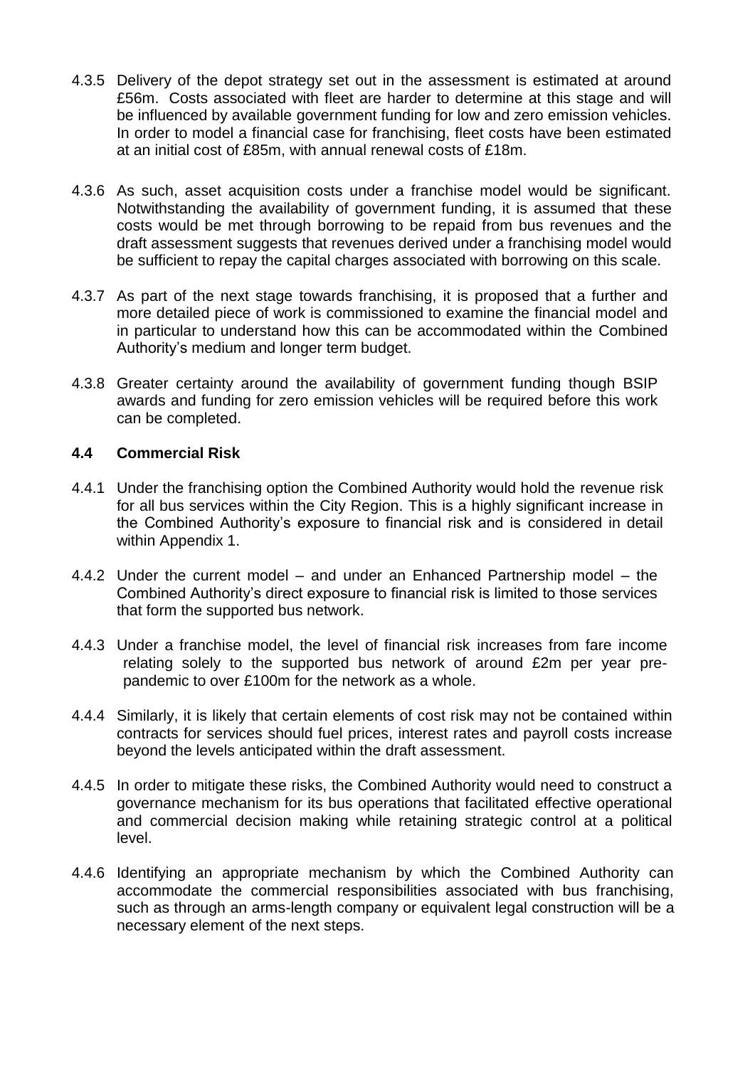4.3.5 Delivery of the depot strategy set out in the assessment is estimated at around £56m. Costs associated with fleet are harder to determine at this stage and will be influenced by available government funding for low and zero emission vehicles. In order to model a financial case for franchising, fleet costs have been estimated at an initial cost of £85m, with annual renewal costs of £18m.

4.3.6 As such, asset acquisition costs under a franchise model would be significant. Notwithstanding the availability of government funding, it is assumed that these costs would be met through borrowing to be repaid from bus revenues and the draft assessment suggests that revenues derived under a franchising model would be sufficient to repay the capital charges associated with borrowing on this scale.

4.3.7 As part of the next stage towards franchising, it is proposed that a further and more detailed piece of work is commissioned to examine the financial model and in particular to understand how this can be accommodated within the Combined Authority's medium and longer term budget.

4.3.8 Greater certainty around the availability of government funding though BSIP awards and funding for zero emission vehicles will be required before this work can be completed.

### 4.4 Commercial Risk

4.4.1 Under the franchising option the Combined Authority would hold the revenue risk for all bus services within the City Region. This is a highly significant increase in the Combined Authority's exposure to financial risk and is considered in detail within Appendix 1.

4.4.2 Under the current model – and under an Enhanced Partnership model – the Combined Authority's direct exposure to financial risk is limited to those services that form the supported bus network.

4.4.3 Under a franchise model, the level of financial risk increases from fare income relating solely to the supported bus network of around £2m per year pre-pandemic to over £100m for the network as a whole.

4.4.4 Similarly, it is likely that certain elements of cost risk may not be contained within contracts for services should fuel prices, interest rates and payroll costs increase beyond the levels anticipated within the draft assessment.

4.4.5 In order to mitigate these risks, the Combined Authority would need to construct a governance mechanism for its bus operations that facilitated effective operational and commercial decision making while retaining strategic control at a political level.

4.4.6 Identifying an appropriate mechanism by which the Combined Authority can accommodate the commercial responsibilities associated with bus franchising, such as through an arms-length company or equivalent legal construction will be a necessary element of the next steps.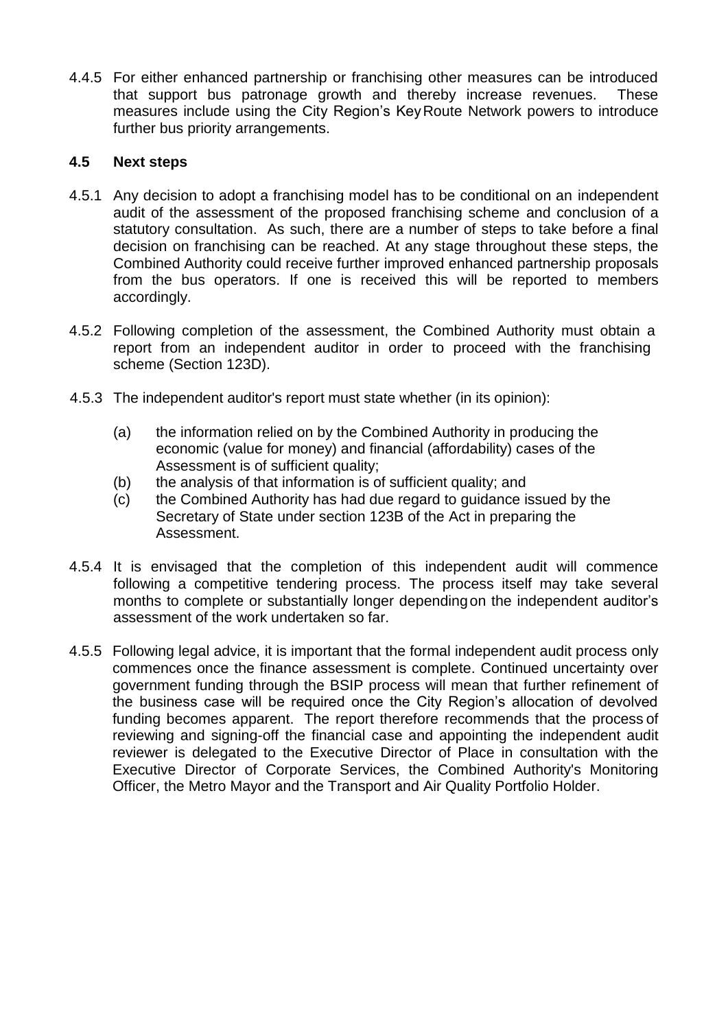4.4.5 For either enhanced partnership or franchising other measures can be introduced that support bus patronage growth and thereby increase revenues. These measures include using the City Region's Key Route Network powers to introduce further bus priority arrangements.

### 4.5 Next steps

4.5.1 Any decision to adopt a franchising model has to be conditional on an independent audit of the assessment of the proposed franchising scheme and conclusion of a statutory consultation. As such, there are a number of steps to take before a final decision on franchising can be reached. At any stage throughout these steps, the Combined Authority could receive further improved enhanced partnership proposals from the bus operators. If one is received this will be reported to members accordingly.

4.5.2 Following completion of the assessment, the Combined Authority must obtain a report from an independent auditor in order to proceed with the franchising scheme (Section 123D).

4.5.3 The independent auditor's report must state whether (in its opinion):

(a) the information relied on by the Combined Authority in producing the economic (value for money) and financial (affordability) cases of the Assessment is of sufficient quality;
(b) the analysis of that information is of sufficient quality; and
(c) the Combined Authority has had due regard to guidance issued by the Secretary of State under section 123B of the Act in preparing the Assessment.

4.5.4 It is envisaged that the completion of this independent audit will commence following a competitive tendering process. The process itself may take several months to complete or substantially longer depending on the independent auditor's assessment of the work undertaken so far.

4.5.5 Following legal advice, it is important that the formal independent audit process only commences once the finance assessment is complete. Continued uncertainty over government funding through the BSIP process will mean that further refinement of the business case will be required once the City Region's allocation of devolved funding becomes apparent. The report therefore recommends that the process of reviewing and signing-off the financial case and appointing the independent audit reviewer is delegated to the Executive Director of Place in consultation with the Executive Director of Corporate Services, the Combined Authority's Monitoring Officer, the Metro Mayor and the Transport and Air Quality Portfolio Holder.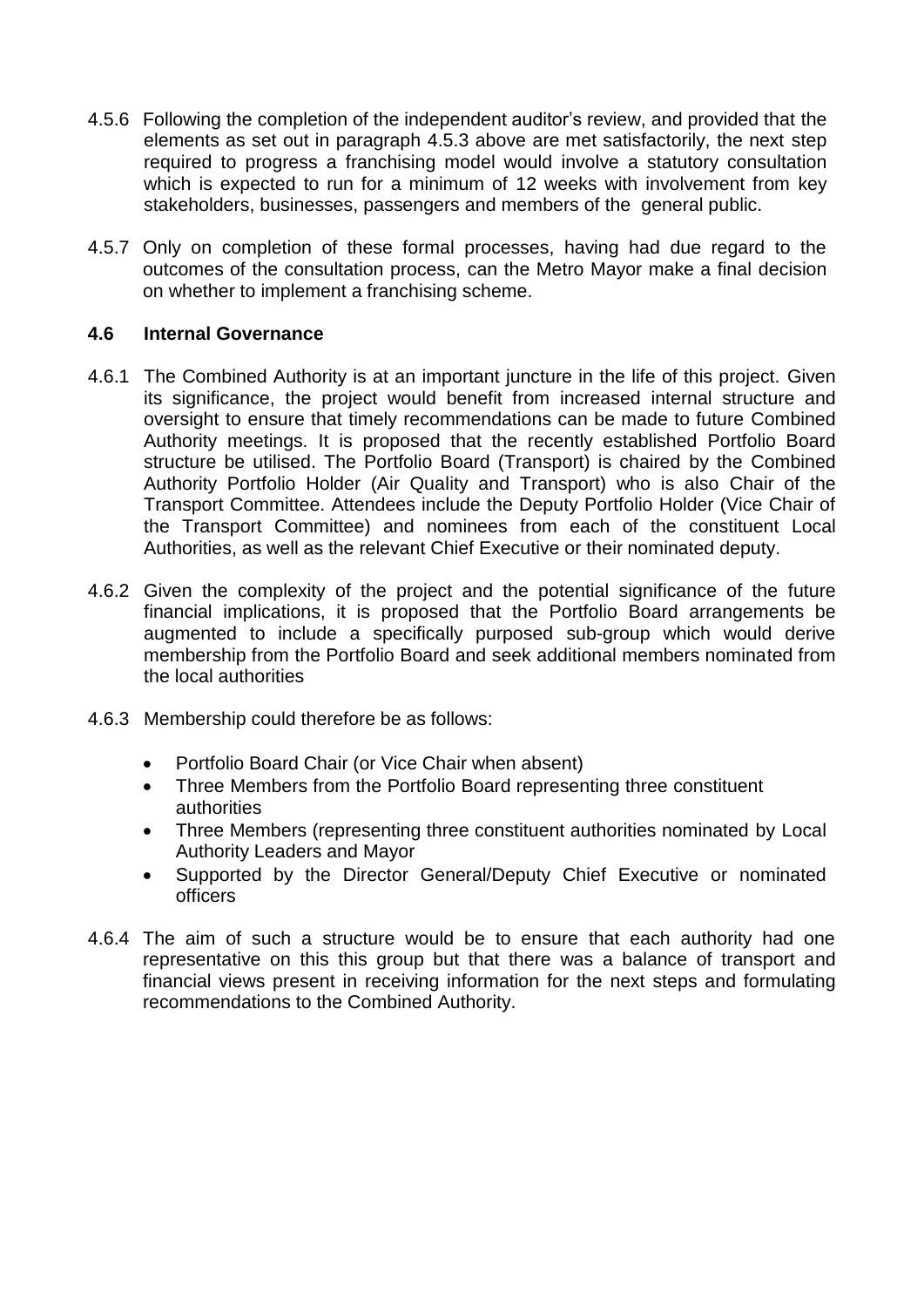4.5.6 Following the completion of the independent auditor's review, and provided that the elements as set out in paragraph 4.5.3 above are met satisfactorily, the next step required to progress a franchising model would involve a statutory consultation which is expected to run for a minimum of 12 weeks with involvement from key stakeholders, businesses, passengers and members of the general public.

4.5.7 Only on completion of these formal processes, having had due regard to the outcomes of the consultation process, can the Metro Mayor make a final decision on whether to implement a franchising scheme.

### 4.6 Internal Governance

4.6.1 The Combined Authority is at an important juncture in the life of this project. Given its significance, the project would benefit from increased internal structure and oversight to ensure that timely recommendations can be made to future Combined Authority meetings. It is proposed that the recently established Portfolio Board structure be utilised. The Portfolio Board (Transport) is chaired by the Combined Authority Portfolio Holder (Air Quality and Transport) who is also Chair of the Transport Committee. Attendees include the Deputy Portfolio Holder (Vice Chair of the Transport Committee) and nominees from each of the constituent Local Authorities, as well as the relevant Chief Executive or their nominated deputy.

4.6.2 Given the complexity of the project and the potential significance of the future financial implications, it is proposed that the Portfolio Board arrangements be augmented to include a specifically purposed sub-group which would derive membership from the Portfolio Board and seek additional members nominated from the local authorities

4.6.3 Membership could therefore be as follows:

- Portfolio Board Chair (or Vice Chair when absent)
- Three Members from the Portfolio Board representing three constituent authorities
- Three Members (representing three constituent authorities nominated by Local Authority Leaders and Mayor
- Supported by the Director General/Deputy Chief Executive or nominated officers

4.6.4 The aim of such a structure would be to ensure that each authority had one representative on this this group but that there was a balance of transport and financial views present in receiving information for the next steps and formulating recommendations to the Combined Authority.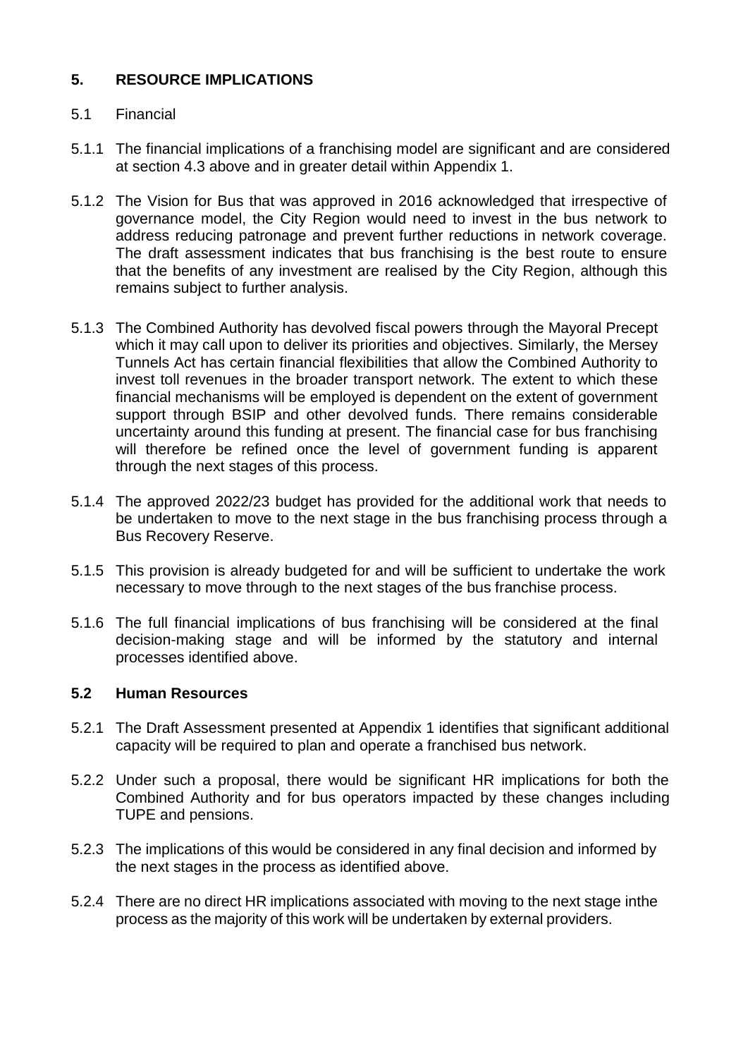## 5. RESOURCE IMPLICATIONS

5.1 Financial

5.1.1 The financial implications of a franchising model are significant and are considered at section 4.3 above and in greater detail within Appendix 1.

5.1.2 The Vision for Bus that was approved in 2016 acknowledged that irrespective of governance model, the City Region would need to invest in the bus network to address reducing patronage and prevent further reductions in network coverage. The draft assessment indicates that bus franchising is the best route to ensure that the benefits of any investment are realised by the City Region, although this remains subject to further analysis.

5.1.3 The Combined Authority has devolved fiscal powers through the Mayoral Precept which it may call upon to deliver its priorities and objectives. Similarly, the Mersey Tunnels Act has certain financial flexibilities that allow the Combined Authority to invest toll revenues in the broader transport network. The extent to which these financial mechanisms will be employed is dependent on the extent of government support through BSIP and other devolved funds. There remains considerable uncertainty around this funding at present. The financial case for bus franchising will therefore be refined once the level of government funding is apparent through the next stages of this process.

5.1.4 The approved 2022/23 budget has provided for the additional work that needs to be undertaken to move to the next stage in the bus franchising process through a Bus Recovery Reserve.

5.1.5 This provision is already budgeted for and will be sufficient to undertake the work necessary to move through to the next stages of the bus franchise process.

5.1.6 The full financial implications of bus franchising will be considered at the final decision-making stage and will be informed by the statutory and internal processes identified above.

### 5.2 Human Resources

5.2.1 The Draft Assessment presented at Appendix 1 identifies that significant additional capacity will be required to plan and operate a franchised bus network.

5.2.2 Under such a proposal, there would be significant HR implications for both the Combined Authority and for bus operators impacted by these changes including TUPE and pensions.

5.2.3 The implications of this would be considered in any final decision and informed by the next stages in the process as identified above.

5.2.4 There are no direct HR implications associated with moving to the next stage inthe process as the majority of this work will be undertaken by external providers.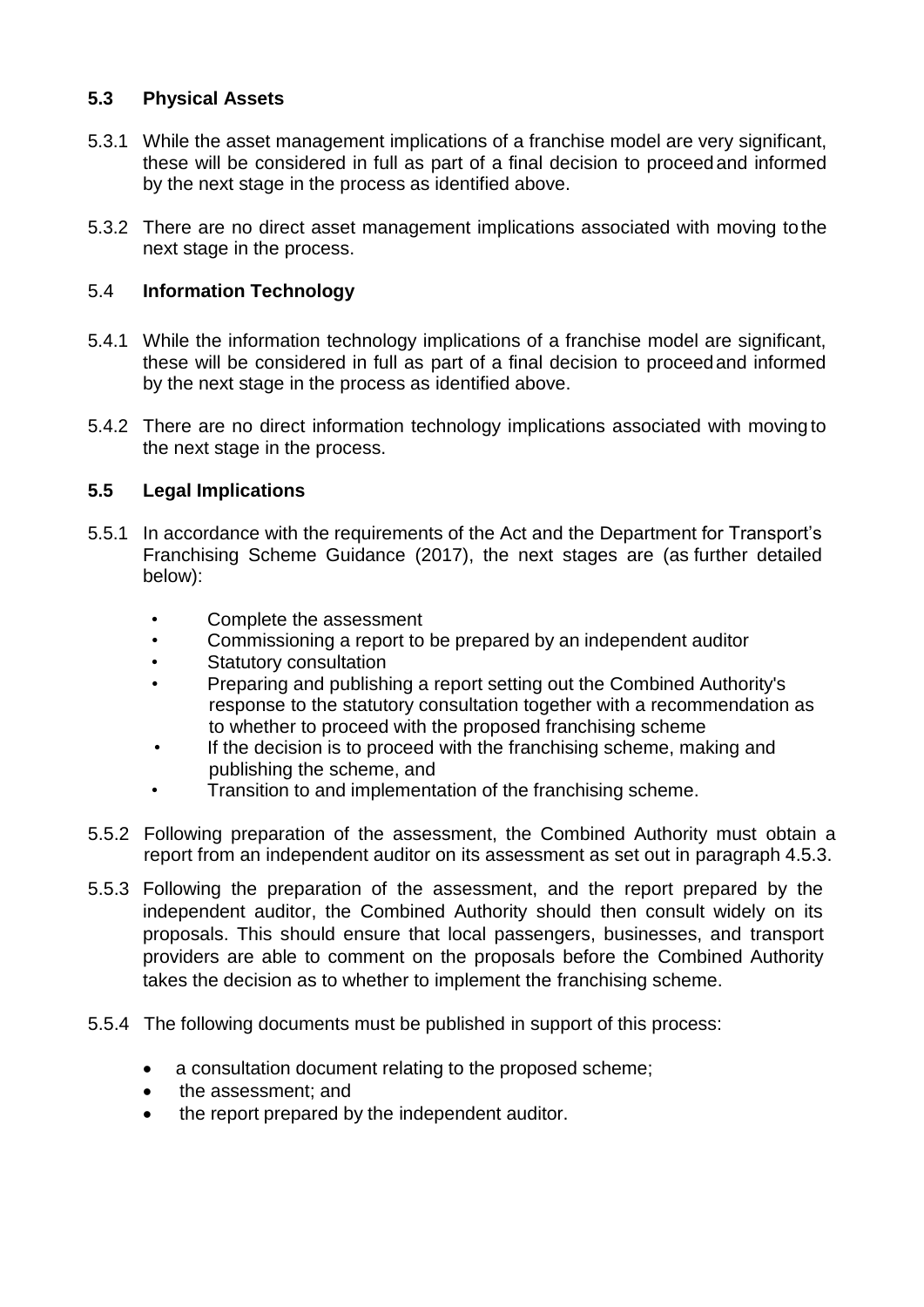### 5.3 Physical Assets

5.3.1 While the asset management implications of a franchise model are very significant, these will be considered in full as part of a final decision to proceed and informed by the next stage in the process as identified above.

5.3.2 There are no direct asset management implications associated with moving to the next stage in the process.

### 5.4 Information Technology

5.4.1 While the information technology implications of a franchise model are significant, these will be considered in full as part of a final decision to proceed and informed by the next stage in the process as identified above.

5.4.2 There are no direct information technology implications associated with moving to the next stage in the process.

### 5.5 Legal Implications

5.5.1 In accordance with the requirements of the Act and the Department for Transport's Franchising Scheme Guidance (2017), the next stages are (as further detailed below):

- Complete the assessment
- Commissioning a report to be prepared by an independent auditor
- Statutory consultation
- Preparing and publishing a report setting out the Combined Authority's response to the statutory consultation together with a recommendation as to whether to proceed with the proposed franchising scheme
- If the decision is to proceed with the franchising scheme, making and publishing the scheme, and
- Transition to and implementation of the franchising scheme.

5.5.2 Following preparation of the assessment, the Combined Authority must obtain a report from an independent auditor on its assessment as set out in paragraph 4.5.3.

5.5.3 Following the preparation of the assessment, and the report prepared by the independent auditor, the Combined Authority should then consult widely on its proposals. This should ensure that local passengers, businesses, and transport providers are able to comment on the proposals before the Combined Authority takes the decision as to whether to implement the franchising scheme.

5.5.4 The following documents must be published in support of this process:

- a consultation document relating to the proposed scheme;
- the assessment; and
- the report prepared by the independent auditor.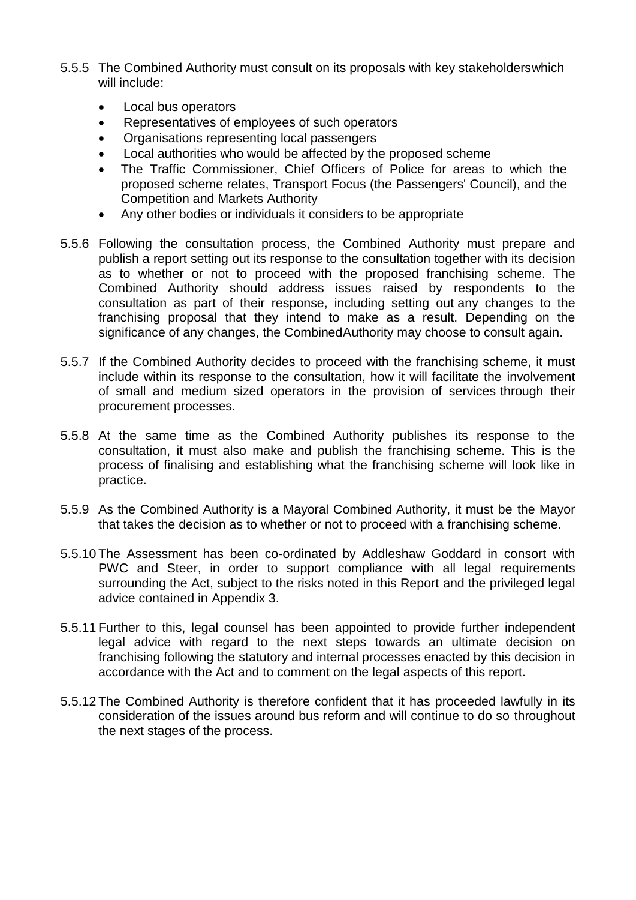5.5.5 The Combined Authority must consult on its proposals with key stakeholderswhich will include:

- Local bus operators
- Representatives of employees of such operators
- Organisations representing local passengers
- Local authorities who would be affected by the proposed scheme
- The Traffic Commissioner, Chief Officers of Police for areas to which the proposed scheme relates, Transport Focus (the Passengers' Council), and the Competition and Markets Authority
- Any other bodies or individuals it considers to be appropriate

5.5.6 Following the consultation process, the Combined Authority must prepare and publish a report setting out its response to the consultation together with its decision as to whether or not to proceed with the proposed franchising scheme. The Combined Authority should address issues raised by respondents to the consultation as part of their response, including setting out any changes to the franchising proposal that they intend to make as a result. Depending on the significance of any changes, the CombinedAuthority may choose to consult again.

5.5.7 If the Combined Authority decides to proceed with the franchising scheme, it must include within its response to the consultation, how it will facilitate the involvement of small and medium sized operators in the provision of services through their procurement processes.

5.5.8 At the same time as the Combined Authority publishes its response to the consultation, it must also make and publish the franchising scheme. This is the process of finalising and establishing what the franchising scheme will look like in practice.

5.5.9 As the Combined Authority is a Mayoral Combined Authority, it must be the Mayor that takes the decision as to whether or not to proceed with a franchising scheme.

5.5.10 The Assessment has been co-ordinated by Addleshaw Goddard in consort with PWC and Steer, in order to support compliance with all legal requirements surrounding the Act, subject to the risks noted in this Report and the privileged legal advice contained in Appendix 3.

5.5.11 Further to this, legal counsel has been appointed to provide further independent legal advice with regard to the next steps towards an ultimate decision on franchising following the statutory and internal processes enacted by this decision in accordance with the Act and to comment on the legal aspects of this report.

5.5.12 The Combined Authority is therefore confident that it has proceeded lawfully in its consideration of the issues around bus reform and will continue to do so throughout the next stages of the process.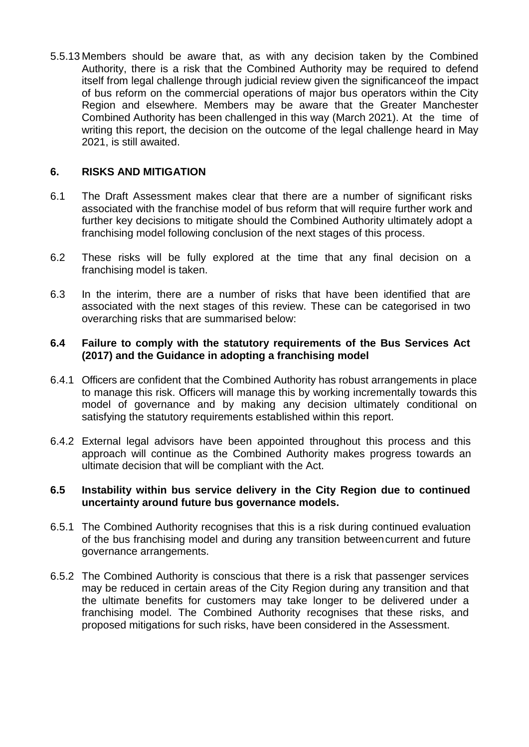5.5.13 Members should be aware that, as with any decision taken by the Combined Authority, there is a risk that the Combined Authority may be required to defend itself from legal challenge through judicial review given the significance of the impact of bus reform on the commercial operations of major bus operators within the City Region and elsewhere. Members may be aware that the Greater Manchester Combined Authority has been challenged in this way (March 2021). At the time of writing this report, the decision on the outcome of the legal challenge heard in May 2021, is still awaited.

## 6. RISKS AND MITIGATION

6.1 The Draft Assessment makes clear that there are a number of significant risks associated with the franchise model of bus reform that will require further work and further key decisions to mitigate should the Combined Authority ultimately adopt a franchising model following conclusion of the next stages of this process.

6.2 These risks will be fully explored at the time that any final decision on a franchising model is taken.

6.3 In the interim, there are a number of risks that have been identified that are associated with the next stages of this review. These can be categorised in two overarching risks that are summarised below:

### 6.4 Failure to comply with the statutory requirements of the Bus Services Act (2017) and the Guidance in adopting a franchising model

6.4.1 Officers are confident that the Combined Authority has robust arrangements in place to manage this risk. Officers will manage this by working incrementally towards this model of governance and by making any decision ultimately conditional on satisfying the statutory requirements established within this report.

6.4.2 External legal advisors have been appointed throughout this process and this approach will continue as the Combined Authority makes progress towards an ultimate decision that will be compliant with the Act.

### 6.5 Instability within bus service delivery in the City Region due to continued uncertainty around future bus governance models.

6.5.1 The Combined Authority recognises that this is a risk during continued evaluation of the bus franchising model and during any transition between current and future governance arrangements.

6.5.2 The Combined Authority is conscious that there is a risk that passenger services may be reduced in certain areas of the City Region during any transition and that the ultimate benefits for customers may take longer to be delivered under a franchising model. The Combined Authority recognises that these risks, and proposed mitigations for such risks, have been considered in the Assessment.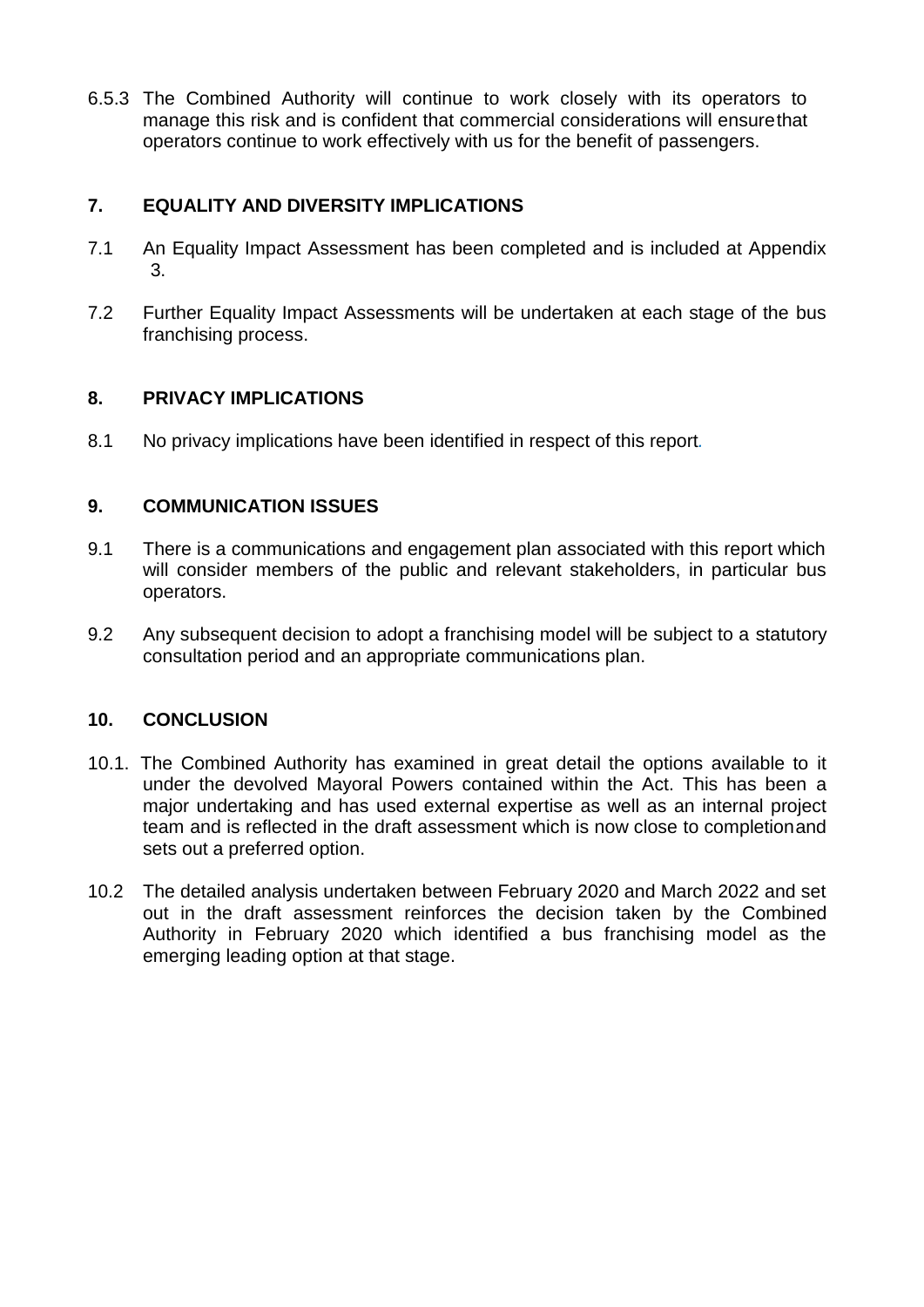6.5.3 The Combined Authority will continue to work closely with its operators to manage this risk and is confident that commercial considerations will ensure that operators continue to work effectively with us for the benefit of passengers.

## 7. EQUALITY AND DIVERSITY IMPLICATIONS

7.1 An Equality Impact Assessment has been completed and is included at Appendix 3.

7.2 Further Equality Impact Assessments will be undertaken at each stage of the bus franchising process.

## 8. PRIVACY IMPLICATIONS

8.1 No privacy implications have been identified in respect of this report.

## 9. COMMUNICATION ISSUES

9.1 There is a communications and engagement plan associated with this report which will consider members of the public and relevant stakeholders, in particular bus operators.

9.2 Any subsequent decision to adopt a franchising model will be subject to a statutory consultation period and an appropriate communications plan.

## 10. CONCLUSION

10.1. The Combined Authority has examined in great detail the options available to it under the devolved Mayoral Powers contained within the Act. This has been a major undertaking and has used external expertise as well as an internal project team and is reflected in the draft assessment which is now close to completion and sets out a preferred option.

10.2 The detailed analysis undertaken between February 2020 and March 2022 and set out in the draft assessment reinforces the decision taken by the Combined Authority in February 2020 which identified a bus franchising model as the emerging leading option at that stage.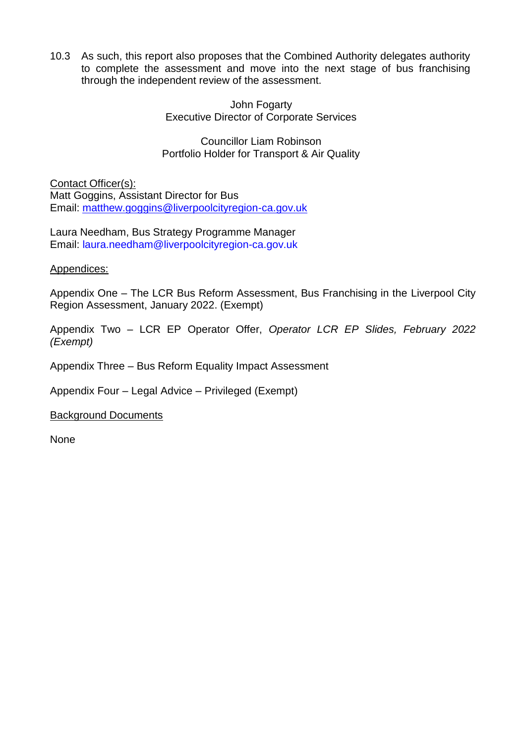10.3 As such, this report also proposes that the Combined Authority delegates authority to complete the assessment and move into the next stage of bus franchising through the independent review of the assessment.

John Fogarty
Executive Director of Corporate Services

Councillor Liam Robinson
Portfolio Holder for Transport & Air Quality

Contact Officer(s):
Matt Goggins, Assistant Director for Bus
Email: matthew.goggins@liverpoolcityregion-ca.gov.uk

Laura Needham, Bus Strategy Programme Manager
Email: laura.needham@liverpoolcityregion-ca.gov.uk

Appendices:

Appendix One – The LCR Bus Reform Assessment, Bus Franchising in the Liverpool City Region Assessment, January 2022. (Exempt)

Appendix Two – LCR EP Operator Offer, *Operator LCR EP Slides, February 2022 (Exempt)*

Appendix Three – Bus Reform Equality Impact Assessment

Appendix Four – Legal Advice – Privileged (Exempt)

Background Documents

None